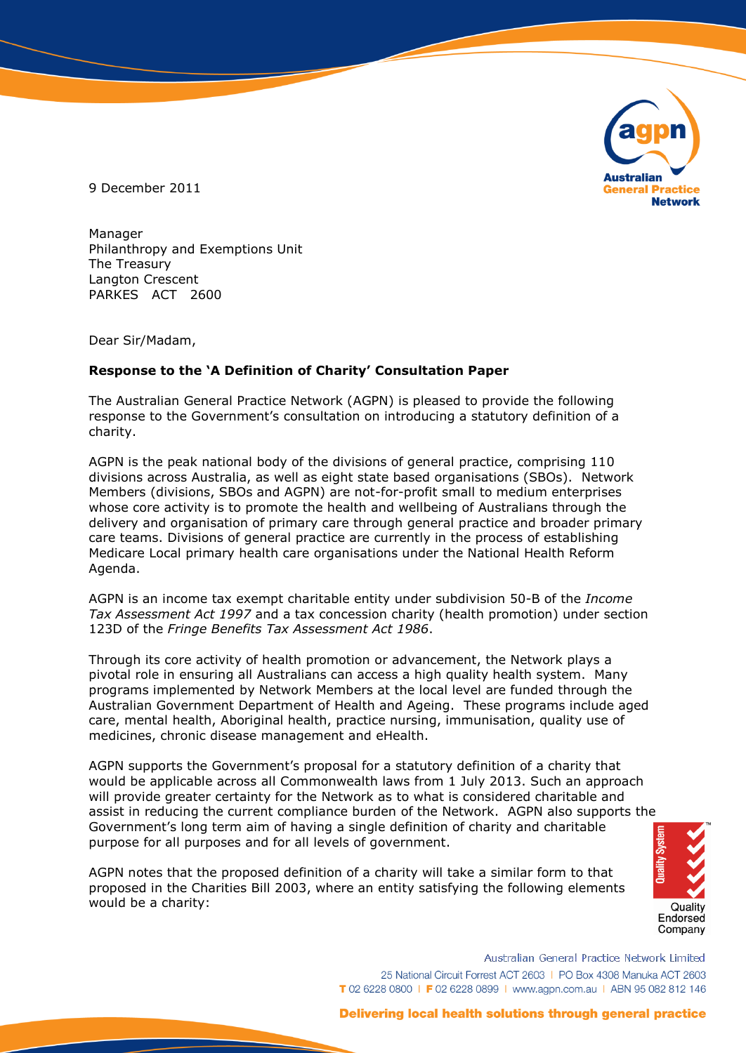9 December 2011

Manager
Philanthropy and Exemptions Unit
The Treasury
Langton Crescent
PARKES ACT 2600

Dear Sir/Madam,

**Response to the 'A Definition of Charity' Consultation Paper**

The Australian General Practice Network (AGPN) is pleased to provide the following response to the Government's consultation on introducing a statutory definition of a charity.

AGPN is the peak national body of the divisions of general practice, comprising 110 divisions across Australia, as well as eight state based organisations (SBOs). Network Members (divisions, SBOs and AGPN) are not-for-profit small to medium enterprises whose core activity is to promote the health and wellbeing of Australians through the delivery and organisation of primary care through general practice and broader primary care teams. Divisions of general practice are currently in the process of establishing Medicare Local primary health care organisations under the National Health Reform Agenda.

AGPN is an income tax exempt charitable entity under subdivision 50-B of the *Income Tax Assessment Act 1997* and a tax concession charity (health promotion) under section 123D of the *Fringe Benefits Tax Assessment Act 1986*.

Through its core activity of health promotion or advancement, the Network plays a pivotal role in ensuring all Australians can access a high quality health system. Many programs implemented by Network Members at the local level are funded through the Australian Government Department of Health and Ageing. These programs include aged care, mental health, Aboriginal health, practice nursing, immunisation, quality use of medicines, chronic disease management and eHealth.

AGPN supports the Government's proposal for a statutory definition of a charity that would be applicable across all Commonwealth laws from 1 July 2013. Such an approach will provide greater certainty for the Network as to what is considered charitable and assist in reducing the current compliance burden of the Network. AGPN also supports the Government's long term aim of having a single definition of charity and charitable purpose for all purposes and for all levels of government.

AGPN notes that the proposed definition of a charity will take a similar form to that proposed in the Charities Bill 2003, where an entity satisfying the following elements would be a charity: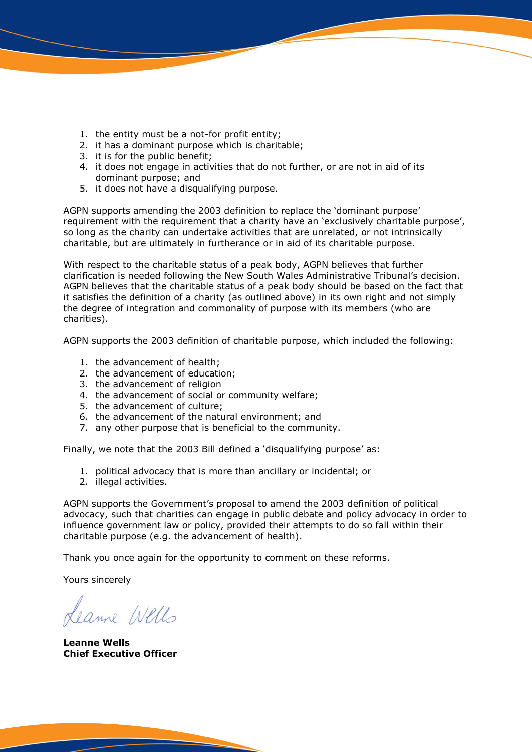1. the entity must be a not-for profit entity;
2. it has a dominant purpose which is charitable;
3. it is for the public benefit;
4. it does not engage in activities that do not further, or are not in aid of its dominant purpose; and
5. it does not have a disqualifying purpose.

AGPN supports amending the 2003 definition to replace the 'dominant purpose' requirement with the requirement that a charity have an 'exclusively charitable purpose', so long as the charity can undertake activities that are unrelated, or not intrinsically charitable, but are ultimately in furtherance or in aid of its charitable purpose.

With respect to the charitable status of a peak body, AGPN believes that further clarification is needed following the New South Wales Administrative Tribunal's decision. AGPN believes that the charitable status of a peak body should be based on the fact that it satisfies the definition of a charity (as outlined above) in its own right and not simply the degree of integration and commonality of purpose with its members (who are charities).

AGPN supports the 2003 definition of charitable purpose, which included the following:

1. the advancement of health;
2. the advancement of education;
3. the advancement of religion
4. the advancement of social or community welfare;
5. the advancement of culture;
6. the advancement of the natural environment; and
7. any other purpose that is beneficial to the community.

Finally, we note that the 2003 Bill defined a 'disqualifying purpose' as:

1. political advocacy that is more than ancillary or incidental; or
2. illegal activities.

AGPN supports the Government's proposal to amend the 2003 definition of political advocacy, such that charities can engage in public debate and policy advocacy in order to influence government law or policy, provided their attempts to do so fall within their charitable purpose (e.g. the advancement of health).

Thank you once again for the opportunity to comment on these reforms.

Yours sincerely

Leanne Wells

**Leanne Wells**
**Chief Executive Officer**